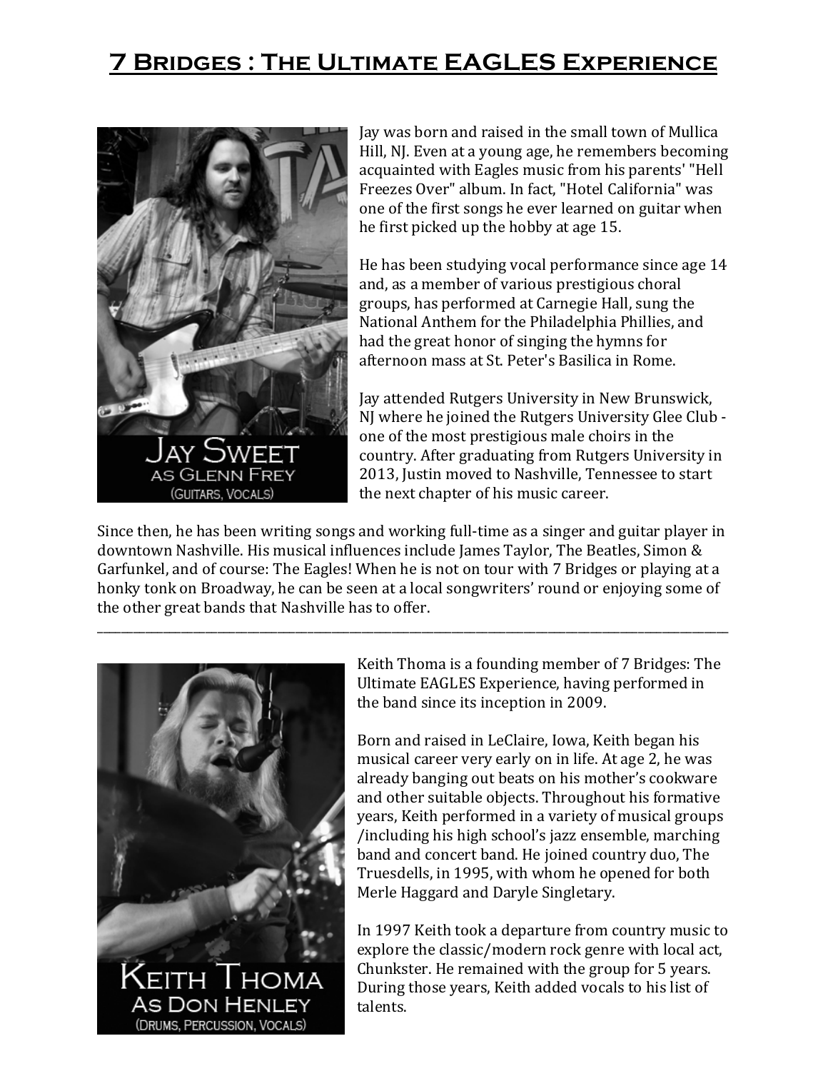# 7 Bridges : The Ultimate EAGLES Experience

**Jay Sweet as Glenn Frey (Guitars, Vocals)**

Jay was born and raised in the small town of Mullica Hill, NJ. Even at a young age, he remembers becoming acquainted with Eagles music from his parents' "Hell Freezes Over" album. In fact, "Hotel California" was one of the first songs he ever learned on guitar when he first picked up the hobby at age 15.

He has been studying vocal performance since age 14 and, as a member of various prestigious choral groups, has performed at Carnegie Hall, sung the National Anthem for the Philadelphia Phillies, and had the great honor of singing the hymns for afternoon mass at St. Peter's Basilica in Rome.

Jay attended Rutgers University in New Brunswick, NJ where he joined the Rutgers University Glee Club - one of the most prestigious male choirs in the country. After graduating from Rutgers University in 2013, Justin moved to Nashville, Tennessee to start the next chapter of his music career.

Since then, he has been writing songs and working full-time as a singer and guitar player in downtown Nashville. His musical influences include James Taylor, The Beatles, Simon & Garfunkel, and of course: The Eagles! When he is not on tour with 7 Bridges or playing at a honky tonk on Broadway, he can be seen at a local songwriters' round or enjoying some of the other great bands that Nashville has to offer.

---

**Keith Thoma As Don Henley (Drums, Percussion, Vocals)**

Keith Thoma is a founding member of 7 Bridges: The Ultimate EAGLES Experience, having performed in the band since its inception in 2009.

Born and raised in LeClaire, Iowa, Keith began his musical career very early on in life. At age 2, he was already banging out beats on his mother's cookware and other suitable objects. Throughout his formative years, Keith performed in a variety of musical groups /including his high school's jazz ensemble, marching band and concert band. He joined country duo, The Truesdells, in 1995, with whom he opened for both Merle Haggard and Daryle Singletary.

In 1997 Keith took a departure from country music to explore the classic/modern rock genre with local act, Chunkster. He remained with the group for 5 years. During those years, Keith added vocals to his list of talents.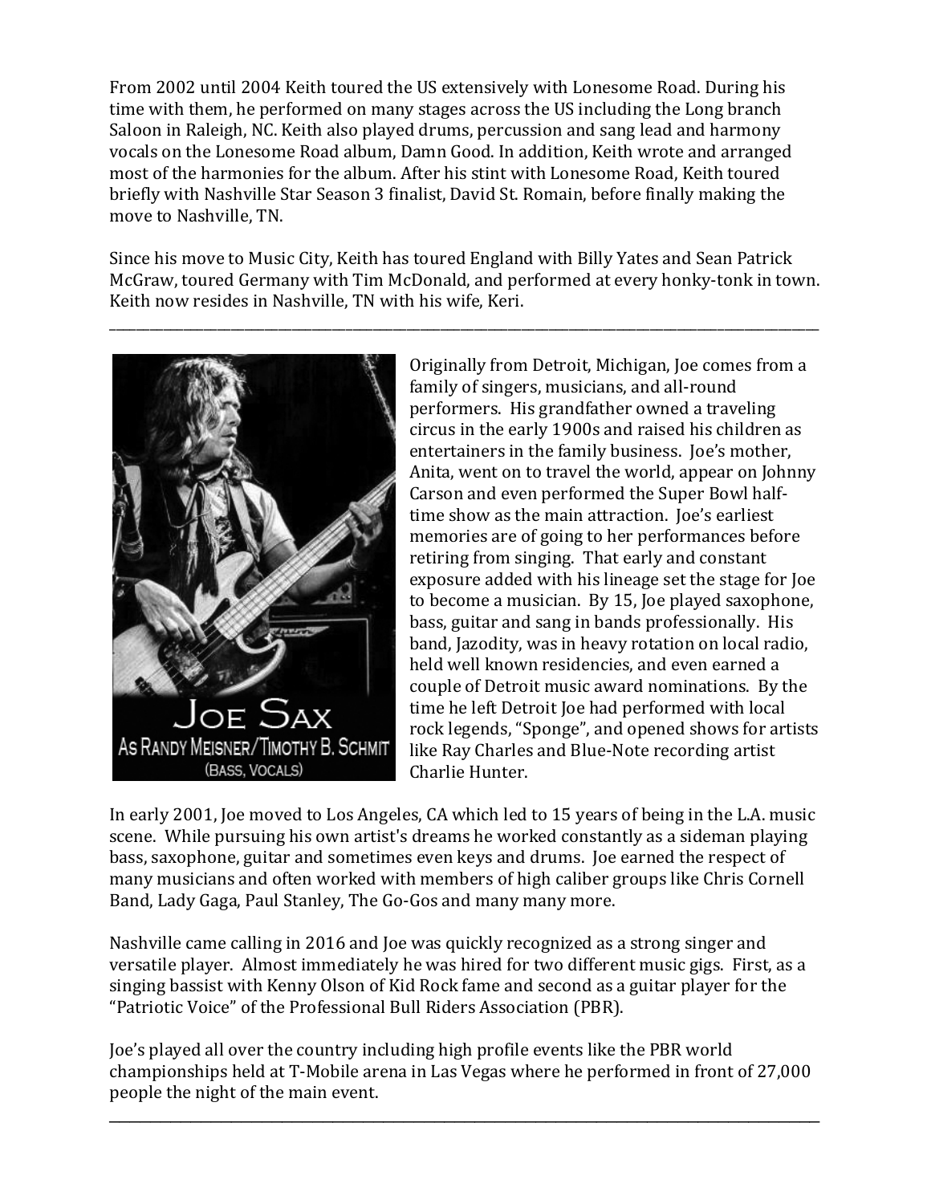From 2002 until 2004 Keith toured the US extensively with Lonesome Road. During his time with them, he performed on many stages across the US including the Long branch Saloon in Raleigh, NC. Keith also played drums, percussion and sang lead and harmony vocals on the Lonesome Road album, Damn Good. In addition, Keith wrote and arranged most of the harmonies for the album. After his stint with Lonesome Road, Keith toured briefly with Nashville Star Season 3 finalist, David St. Romain, before finally making the move to Nashville, TN.

Since his move to Music City, Keith has toured England with Billy Yates and Sean Patrick McGraw, toured Germany with Tim McDonald, and performed at every honky-tonk in town. Keith now resides in Nashville, TN with his wife, Keri.

---

JOE SAX
AS RANDY MEISNER/TIMOTHY B. SCHMIT
(BASS, VOCALS)

Originally from Detroit, Michigan, Joe comes from a family of singers, musicians, and all-round performers. His grandfather owned a traveling circus in the early 1900s and raised his children as entertainers in the family business. Joe's mother, Anita, went on to travel the world, appear on Johnny Carson and even performed the Super Bowl half-time show as the main attraction. Joe's earliest memories are of going to her performances before retiring from singing. That early and constant exposure added with his lineage set the stage for Joe to become a musician. By 15, Joe played saxophone, bass, guitar and sang in bands professionally. His band, Jazodity, was in heavy rotation on local radio, held well known residencies, and even earned a couple of Detroit music award nominations. By the time he left Detroit Joe had performed with local rock legends, "Sponge", and opened shows for artists like Ray Charles and Blue-Note recording artist Charlie Hunter.

In early 2001, Joe moved to Los Angeles, CA which led to 15 years of being in the L.A. music scene. While pursuing his own artist's dreams he worked constantly as a sideman playing bass, saxophone, guitar and sometimes even keys and drums. Joe earned the respect of many musicians and often worked with members of high caliber groups like Chris Cornell Band, Lady Gaga, Paul Stanley, The Go-Gos and many many more.

Nashville came calling in 2016 and Joe was quickly recognized as a strong singer and versatile player. Almost immediately he was hired for two different music gigs. First, as a singing bassist with Kenny Olson of Kid Rock fame and second as a guitar player for the "Patriotic Voice" of the Professional Bull Riders Association (PBR).

Joe's played all over the country including high profile events like the PBR world championships held at T-Mobile arena in Las Vegas where he performed in front of 27,000 people the night of the main event.

---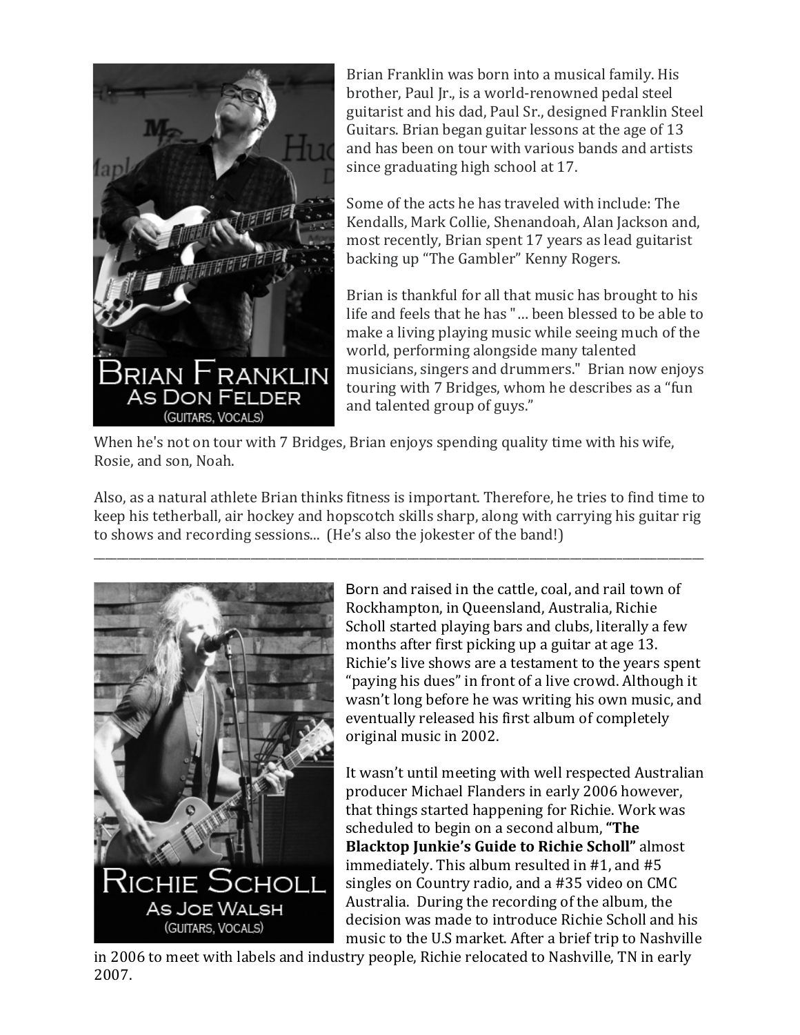**BRIAN FRANKLIN**
**AS DON FELDER**
(GUITARS, VOCALS)

Brian Franklin was born into a musical family. His brother, Paul Jr., is a world-renowned pedal steel guitarist and his dad, Paul Sr., designed Franklin Steel Guitars. Brian began guitar lessons at the age of 13 and has been on tour with various bands and artists since graduating high school at 17.

Some of the acts he has traveled with include: The Kendalls, Mark Collie, Shenandoah, Alan Jackson and, most recently, Brian spent 17 years as lead guitarist backing up "The Gambler" Kenny Rogers.

Brian is thankful for all that music has brought to his life and feels that he has "… been blessed to be able to make a living playing music while seeing much of the world, performing alongside many talented musicians, singers and drummers." Brian now enjoys touring with 7 Bridges, whom he describes as a "fun and talented group of guys."

When he's not on tour with 7 Bridges, Brian enjoys spending quality time with his wife, Rosie, and son, Noah.

Also, as a natural athlete Brian thinks fitness is important. Therefore, he tries to find time to keep his tetherball, air hockey and hopscotch skills sharp, along with carrying his guitar rig to shows and recording sessions... (He's also the jokester of the band!)

---

**RICHIE SCHOLL**
**AS JOE WALSH**
(GUITARS, VOCALS)

Born and raised in the cattle, coal, and rail town of Rockhampton, in Queensland, Australia, Richie Scholl started playing bars and clubs, literally a few months after first picking up a guitar at age 13. Richie's live shows are a testament to the years spent "paying his dues" in front of a live crowd. Although it wasn't long before he was writing his own music, and eventually released his first album of completely original music in 2002.

It wasn't until meeting with well respected Australian producer Michael Flanders in early 2006 however, that things started happening for Richie. Work was scheduled to begin on a second album, **"The Blacktop Junkie's Guide to Richie Scholl"** almost immediately. This album resulted in #1, and #5 singles on Country radio, and a #35 video on CMC Australia. During the recording of the album, the decision was made to introduce Richie Scholl and his music to the U.S market. After a brief trip to Nashville in 2006 to meet with labels and industry people, Richie relocated to Nashville, TN in early 2007.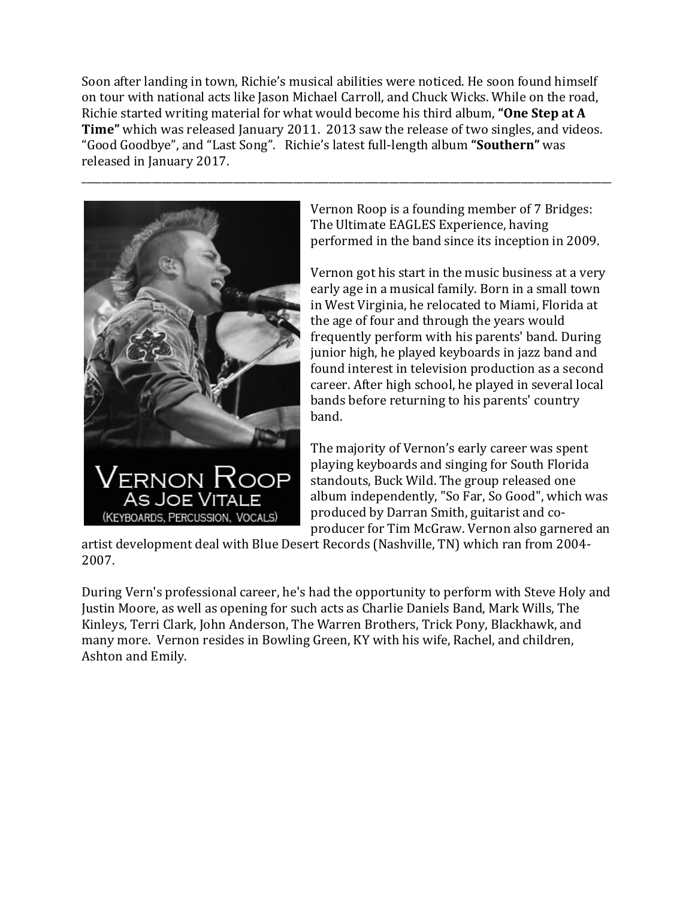Soon after landing in town, Richie's musical abilities were noticed. He soon found himself on tour with national acts like Jason Michael Carroll, and Chuck Wicks. While on the road, Richie started writing material for what would become his third album, **"One Step at A Time"** which was released January 2011. 2013 saw the release of two singles, and videos. "Good Goodbye", and "Last Song". Richie's latest full-length album **"Southern"** was released in January 2017.

---

VERNON ROOP
AS JOE VITALE
(KEYBOARDS, PERCUSSION, VOCALS)

Vernon Roop is a founding member of 7 Bridges: The Ultimate EAGLES Experience, having performed in the band since its inception in 2009.

Vernon got his start in the music business at a very early age in a musical family. Born in a small town in West Virginia, he relocated to Miami, Florida at the age of four and through the years would frequently perform with his parents' band. During junior high, he played keyboards in jazz band and found interest in television production as a second career. After high school, he played in several local bands before returning to his parents' country band.

The majority of Vernon's early career was spent playing keyboards and singing for South Florida standouts, Buck Wild. The group released one album independently, "So Far, So Good", which was produced by Darran Smith, guitarist and co-producer for Tim McGraw. Vernon also garnered an artist development deal with Blue Desert Records (Nashville, TN) which ran from 2004-2007.

During Vern's professional career, he's had the opportunity to perform with Steve Holy and Justin Moore, as well as opening for such acts as Charlie Daniels Band, Mark Wills, The Kinleys, Terri Clark, John Anderson, The Warren Brothers, Trick Pony, Blackhawk, and many more. Vernon resides in Bowling Green, KY with his wife, Rachel, and children, Ashton and Emily.